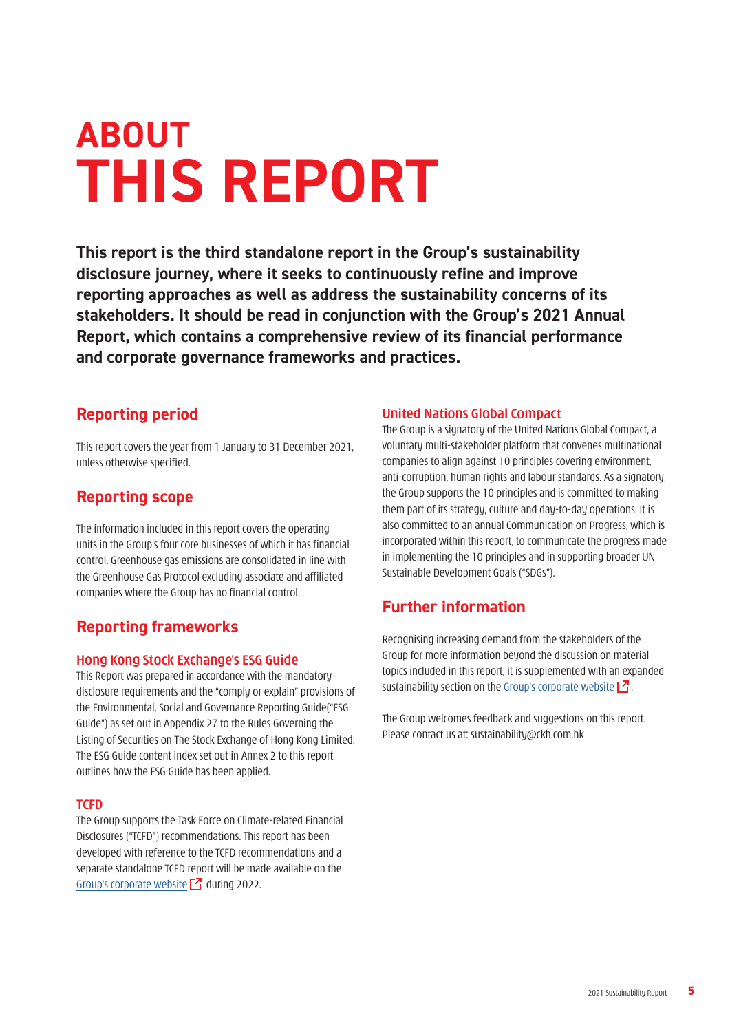# ABOUT THIS REPORT

**This report is the third standalone report in the Group's sustainability disclosure journey, where it seeks to continuously refine and improve reporting approaches as well as address the sustainability concerns of its stakeholders. It should be read in conjunction with the Group's 2021 Annual Report, which contains a comprehensive review of its financial performance and corporate governance frameworks and practices.**

## Reporting period

This report covers the year from 1 January to 31 December 2021, unless otherwise specified.

## Reporting scope

The information included in this report covers the operating units in the Group's four core businesses of which it has financial control. Greenhouse gas emissions are consolidated in line with the Greenhouse Gas Protocol excluding associate and affiliated companies where the Group has no financial control.

## Reporting frameworks

### Hong Kong Stock Exchange's ESG Guide

This Report was prepared in accordance with the mandatory disclosure requirements and the "comply or explain" provisions of the Environmental, Social and Governance Reporting Guide("ESG Guide") as set out in Appendix 27 to the Rules Governing the Listing of Securities on The Stock Exchange of Hong Kong Limited. The ESG Guide content index set out in Annex 2 to this report outlines how the ESG Guide has been applied.

### TCFD

The Group supports the Task Force on Climate-related Financial Disclosures ("TCFD") recommendations. This report has been developed with reference to the TCFD recommendations and a separate standalone TCFD report will be made available on the Group's corporate website during 2022.

### United Nations Global Compact

The Group is a signatory of the United Nations Global Compact, a voluntary multi-stakeholder platform that convenes multinational companies to align against 10 principles covering environment, anti-corruption, human rights and labour standards. As a signatory, the Group supports the 10 principles and is committed to making them part of its strategy, culture and day-to-day operations. It is also committed to an annual Communication on Progress, which is incorporated within this report, to communicate the progress made in implementing the 10 principles and in supporting broader UN Sustainable Development Goals ("SDGs").

## Further information

Recognising increasing demand from the stakeholders of the Group for more information beyond the discussion on material topics included in this report, it is supplemented with an expanded sustainability section on the Group's corporate website.

The Group welcomes feedback and suggestions on this report. Please contact us at: sustainability@ckh.com.hk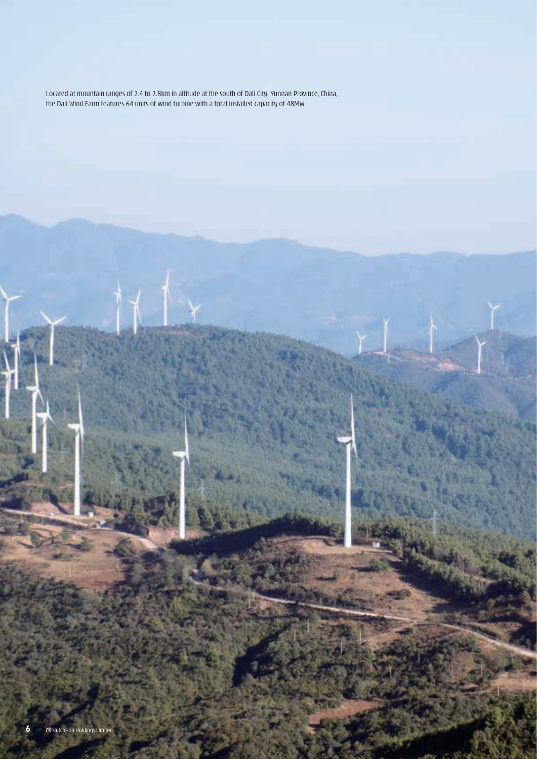Located at mountain ranges of 2.4 to 2.8km in altitude at the south of Dali City, Yunnan Province, China, the Dali Wind Farm features 64 units of wind turbine with a total installed capacity of 48MW